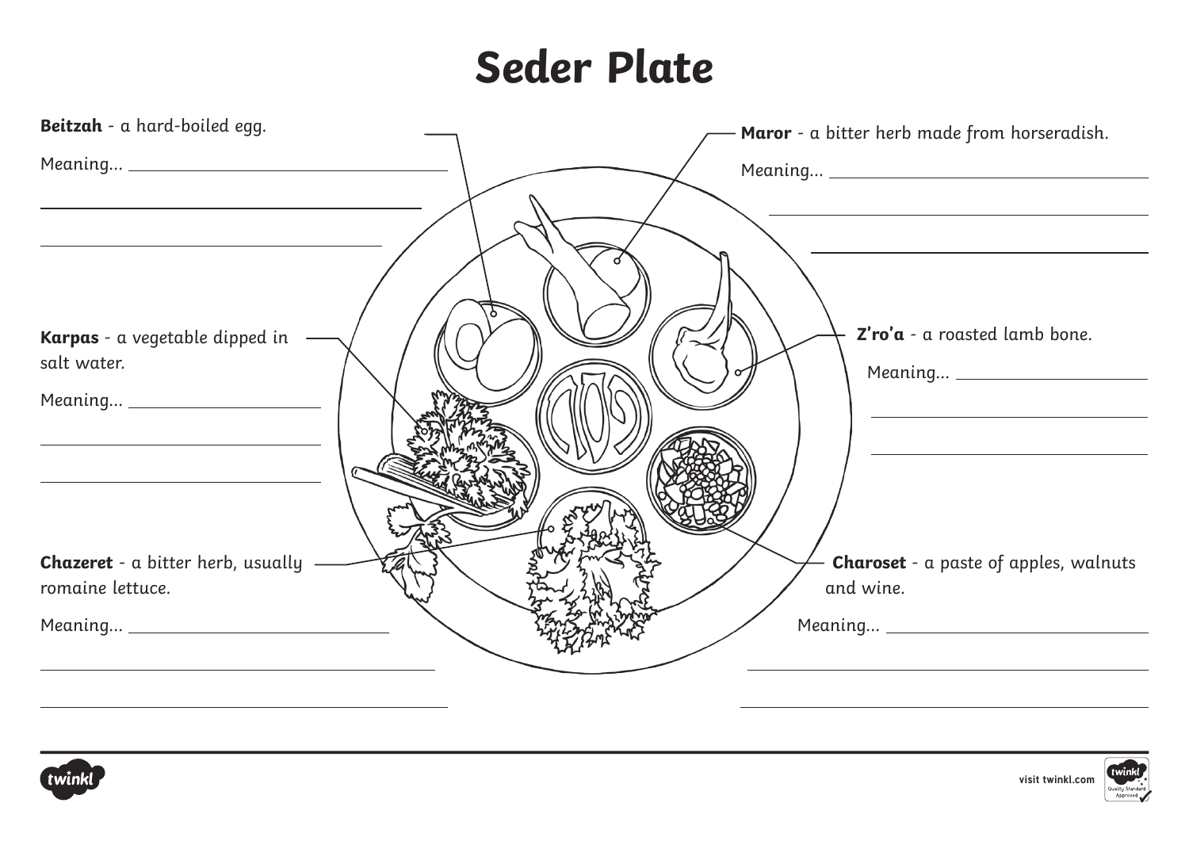# Seder Plate

**Beitzah** - a hard-boiled egg.

Meaning... ______________________________

______________________________

______________________________

**Maror** - a bitter herb made from horseradish.

Meaning... ______________________________

______________________________

______________________________

**Karpas** - a vegetable dipped in salt water.

Meaning... ______________________________

______________________________

______________________________

**Z'ro'a** - a roasted lamb bone.

Meaning... ______________________________

______________________________

______________________________

**Chazeret** - a bitter herb, usually romaine lettuce.

Meaning... ______________________________

______________________________

______________________________

**Charoset** - a paste of apples, walnuts and wine.

Meaning... ______________________________

______________________________

______________________________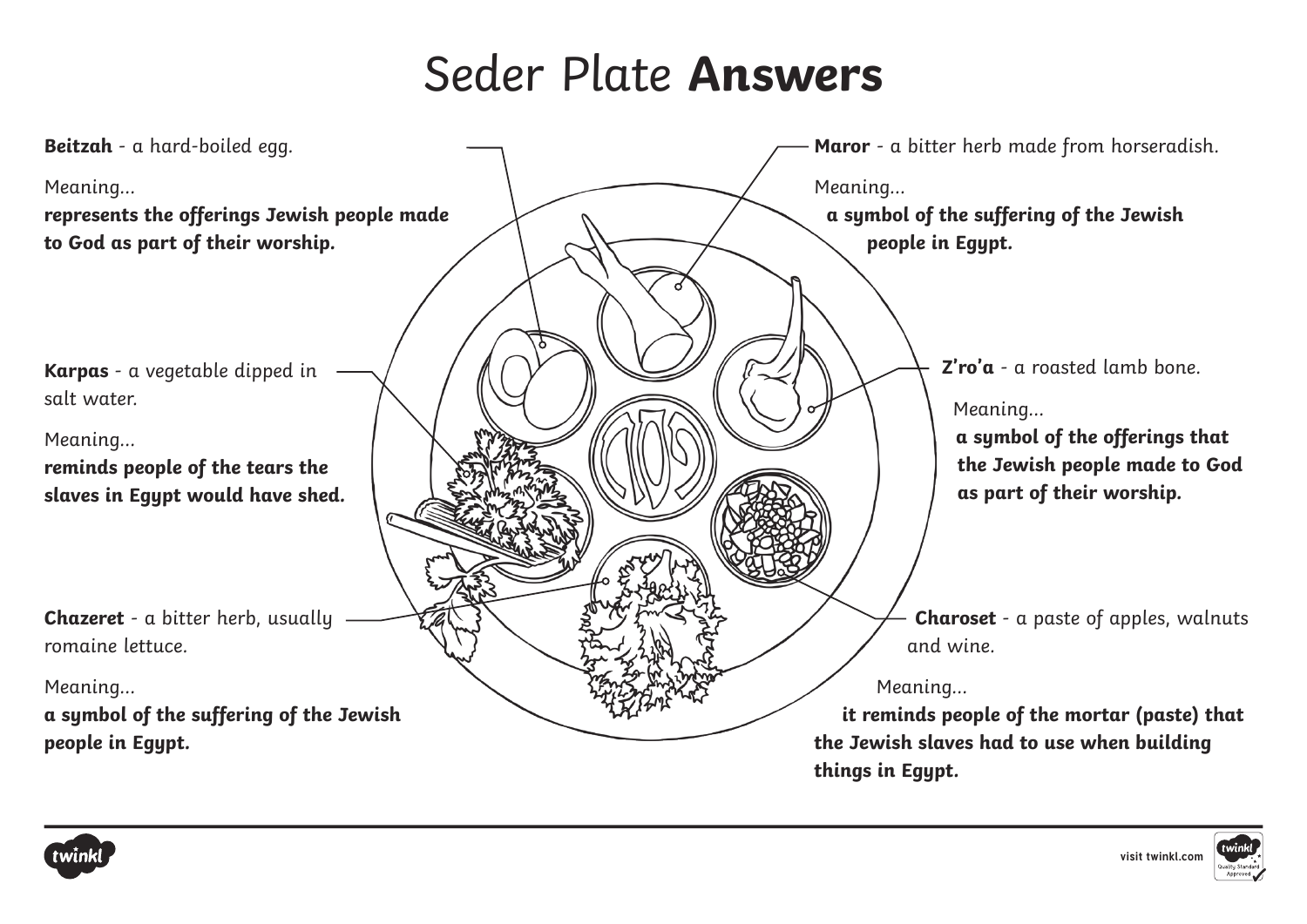# Seder Plate **Answers**

**Beitzah** - a hard-boiled egg.

Meaning...

**represents the offerings Jewish people made to God as part of their worship.**

**Maror** - a bitter herb made from horseradish.

Meaning...

**a symbol of the suffering of the Jewish people in Egypt.**

**Karpas** - a vegetable dipped in salt water.

Meaning...

**reminds people of the tears the slaves in Egypt would have shed.**

**Z'ro'a** - a roasted lamb bone.

Meaning...

**a symbol of the offerings that the Jewish people made to God as part of their worship.**

**Chazeret** - a bitter herb, usually romaine lettuce.

Meaning...

**a symbol of the suffering of the Jewish people in Egypt.**

**Charoset** - a paste of apples, walnuts and wine.

Meaning...

**it reminds people of the mortar (paste) that the Jewish slaves had to use when building things in Egypt.**